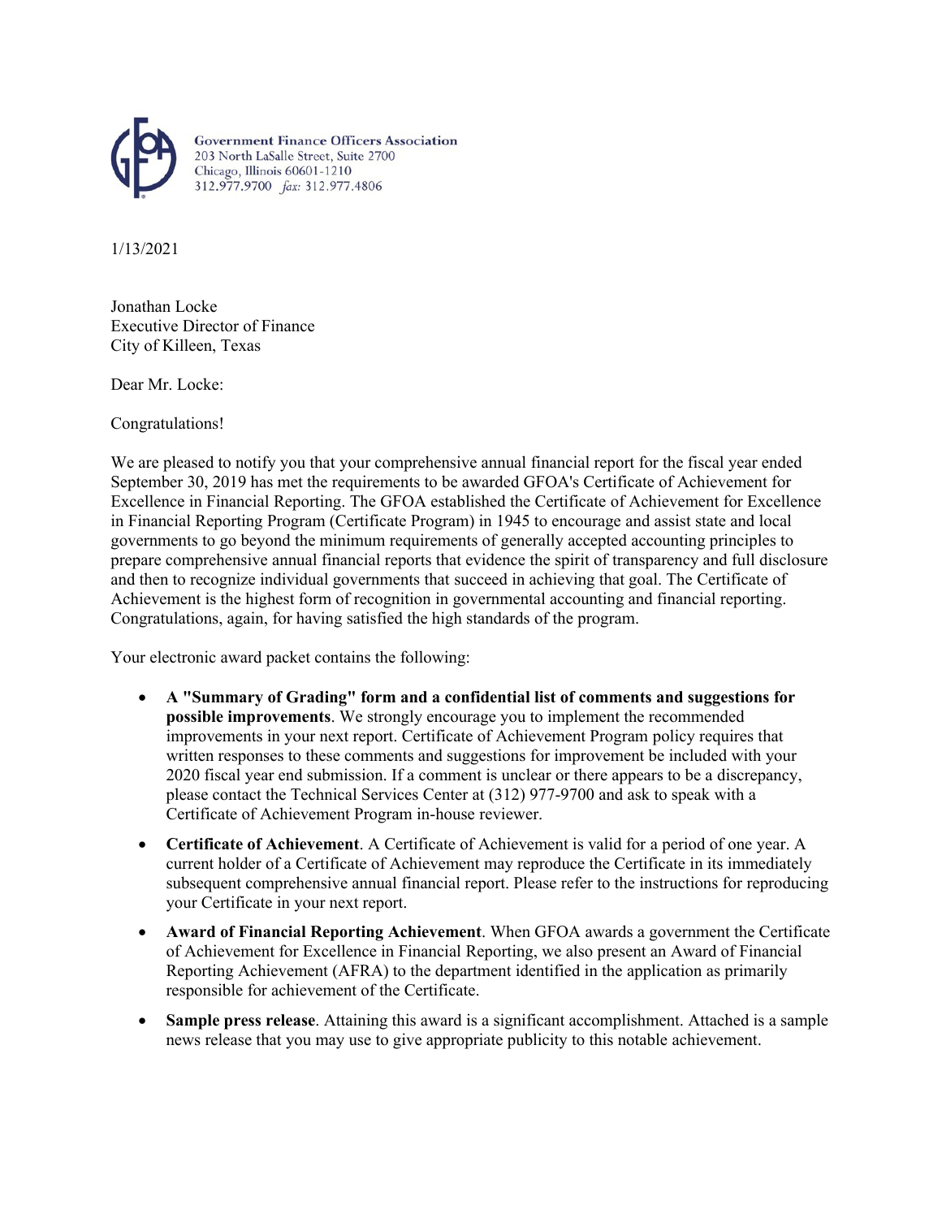Government Finance Officers Association
203 North LaSalle Street, Suite 2700
Chicago, Illinois 60601-1210
312.977.9700 *fax:* 312.977.4806

1/13/2021

Jonathan Locke
Executive Director of Finance
City of Killeen, Texas

Dear Mr. Locke:

Congratulations!

We are pleased to notify you that your comprehensive annual financial report for the fiscal year ended September 30, 2019 has met the requirements to be awarded GFOA's Certificate of Achievement for Excellence in Financial Reporting. The GFOA established the Certificate of Achievement for Excellence in Financial Reporting Program (Certificate Program) in 1945 to encourage and assist state and local governments to go beyond the minimum requirements of generally accepted accounting principles to prepare comprehensive annual financial reports that evidence the spirit of transparency and full disclosure and then to recognize individual governments that succeed in achieving that goal. The Certificate of Achievement is the highest form of recognition in governmental accounting and financial reporting. Congratulations, again, for having satisfied the high standards of the program.

Your electronic award packet contains the following:

- **A "Summary of Grading" form and a confidential list of comments and suggestions for possible improvements**. We strongly encourage you to implement the recommended improvements in your next report. Certificate of Achievement Program policy requires that written responses to these comments and suggestions for improvement be included with your 2020 fiscal year end submission. If a comment is unclear or there appears to be a discrepancy, please contact the Technical Services Center at (312) 977-9700 and ask to speak with a Certificate of Achievement Program in-house reviewer.
- **Certificate of Achievement**. A Certificate of Achievement is valid for a period of one year. A current holder of a Certificate of Achievement may reproduce the Certificate in its immediately subsequent comprehensive annual financial report. Please refer to the instructions for reproducing your Certificate in your next report.
- **Award of Financial Reporting Achievement**. When GFOA awards a government the Certificate of Achievement for Excellence in Financial Reporting, we also present an Award of Financial Reporting Achievement (AFRA) to the department identified in the application as primarily responsible for achievement of the Certificate.
- **Sample press release**. Attaining this award is a significant accomplishment. Attached is a sample news release that you may use to give appropriate publicity to this notable achievement.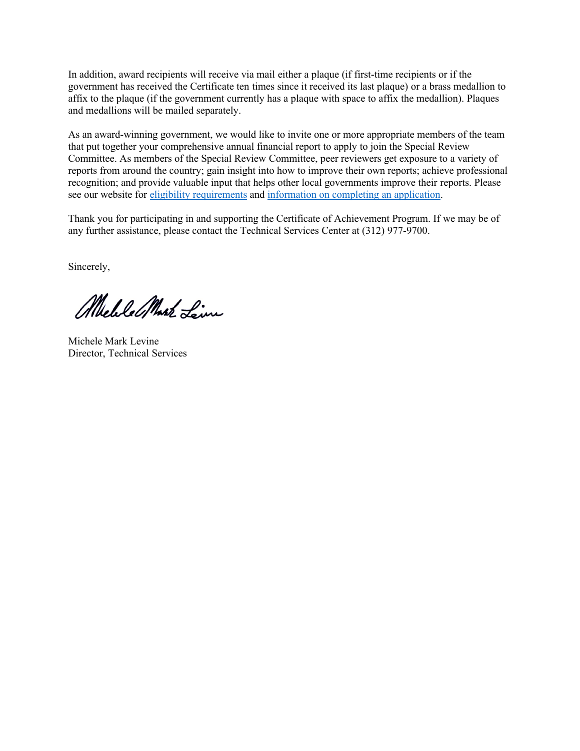In addition, award recipients will receive via mail either a plaque (if first-time recipients or if the government has received the Certificate ten times since it received its last plaque) or a brass medallion to affix to the plaque (if the government currently has a plaque with space to affix the medallion). Plaques and medallions will be mailed separately.

As an award-winning government, we would like to invite one or more appropriate members of the team that put together your comprehensive annual financial report to apply to join the Special Review Committee. As members of the Special Review Committee, peer reviewers get exposure to a variety of reports from around the country; gain insight into how to improve their own reports; achieve professional recognition; and provide valuable input that helps other local governments improve their reports. Please see our website for eligibility requirements and information on completing an application.

Thank you for participating in and supporting the Certificate of Achievement Program. If we may be of any further assistance, please contact the Technical Services Center at (312) 977-9700.

Sincerely,

Michele Mark Levine
Director, Technical Services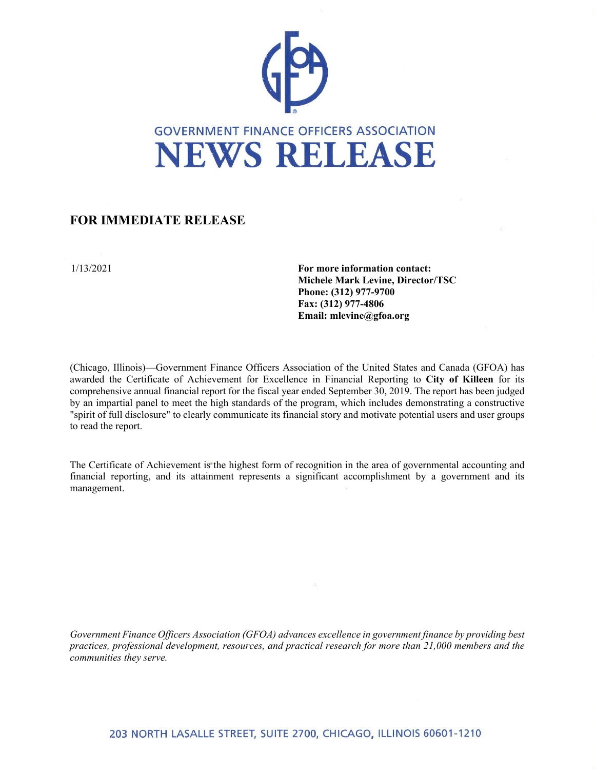GOVERNMENT FINANCE OFFICERS ASSOCIATION

# NEWS RELEASE

## FOR IMMEDIATE RELEASE

1/13/2021

**For more information contact:**
**Michele Mark Levine, Director/TSC**
**Phone: (312) 977-9700**
**Fax: (312) 977-4806**
**Email: mlevine@gfoa.org**

(Chicago, Illinois)—Government Finance Officers Association of the United States and Canada (GFOA) has awarded the Certificate of Achievement for Excellence in Financial Reporting to **City of Killeen** for its comprehensive annual financial report for the fiscal year ended September 30, 2019. The report has been judged by an impartial panel to meet the high standards of the program, which includes demonstrating a constructive "spirit of full disclosure" to clearly communicate its financial story and motivate potential users and user groups to read the report.

The Certificate of Achievement is the highest form of recognition in the area of governmental accounting and financial reporting, and its attainment represents a significant accomplishment by a government and its management.

*Government Finance Officers Association (GFOA) advances excellence in government finance by providing best practices, professional development, resources, and practical research for more than 21,000 members and the communities they serve.*

203 NORTH LASALLE STREET, SUITE 2700, CHICAGO, ILLINOIS 60601-1210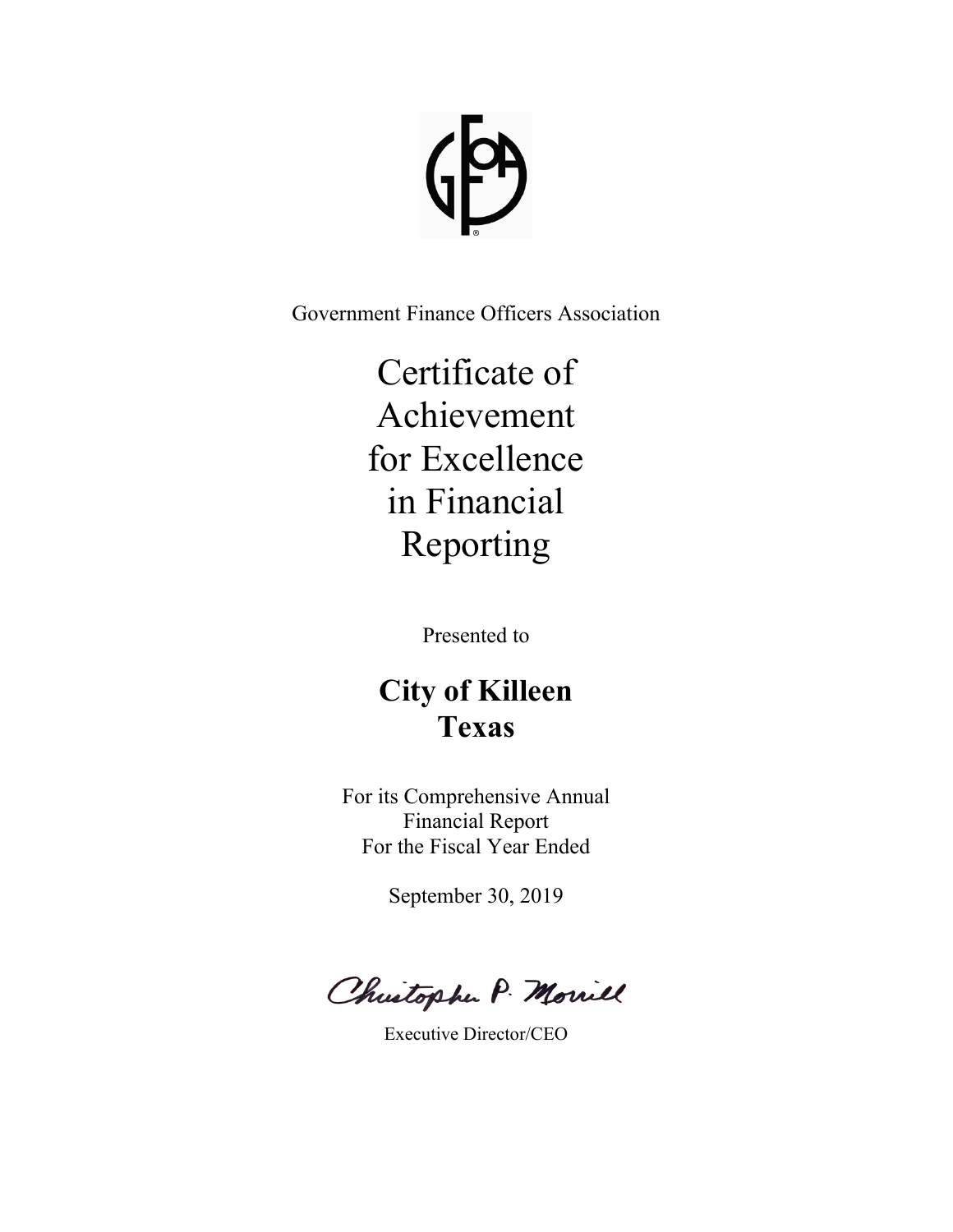Government Finance Officers Association

# Certificate of Achievement for Excellence in Financial Reporting

Presented to

**City of Killeen**
**Texas**

For its Comprehensive Annual Financial Report For the Fiscal Year Ended

September 30, 2019

Christopher P. Morrill

Executive Director/CEO